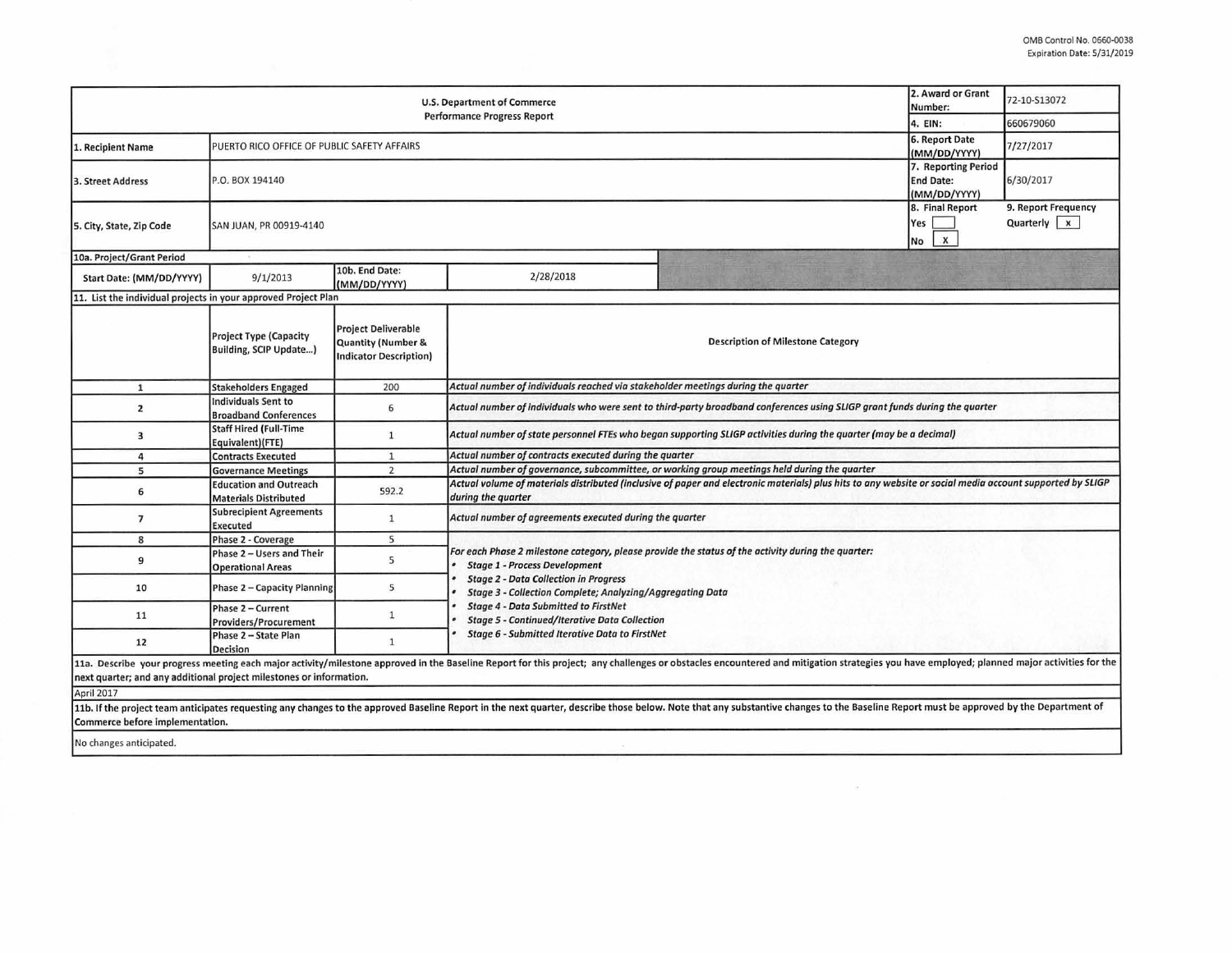OMB Control No. 0660-0038
Expiration Date: 5/31/2019

| U.S. Department of Commerce<br>Performance Progress Report | | | | 2. Award or Grant Number: | 72-10-S13072 |
|---|---|---|---|---|---|
| | | | | 4. EIN: | 660679060 |
| 1. Recipient Name | PUERTO RICO OFFICE OF PUBLIC SAFETY AFFAIRS | | | 6. Report Date (MM/DD/YYYY) | 7/27/2017 |
| 3. Street Address | P.O. BOX 194140 | | | 7. Reporting Period End Date: (MM/DD/YYYY) | 6/30/2017 |
| 5. City, State, Zip Code | SAN JUAN, PR 00919-4140 | | | 8. Final Report<br>Yes [ ]<br>No [X] | 9. Report Frequency<br>Quarterly [X] |
| 10a. Project/Grant Period | | | | | |
| Start Date: (MM/DD/YYYY) | 9/1/2013 | 10b. End Date: (MM/DD/YYYY) | 2/28/2018 | | |

**11. List the individual projects in your approved Project Plan**

| | Project Type (Capacity Building, SCIP Update...) | Project Deliverable Quantity (Number & Indicator Description) | Description of Milestone Category |
|---|---|---|---|
| 1 | Stakeholders Engaged | 200 | *Actual number of individuals reached via stakeholder meetings during the quarter* |
| 2 | Individuals Sent to Broadband Conferences | 6 | *Actual number of individuals who were sent to third-party broadband conferences using SLIGP grant funds during the quarter* |
| 3 | Staff Hired (Full-Time Equivalent)(FTE) | 1 | *Actual number of state personnel FTEs who began supporting SLIGP activities during the quarter (may be a decimal)* |
| 4 | Contracts Executed | 1 | *Actual number of contracts executed during the quarter* |
| 5 | Governance Meetings | 2 | *Actual number of governance, subcommittee, or working group meetings held during the quarter* |
| 6 | Education and Outreach Materials Distributed | 592.2 | *Actual volume of materials distributed (inclusive of paper and electronic materials) plus hits to any website or social media account supported by SLIGP during the quarter* |
| 7 | Subrecipient Agreements Executed | 1 | *Actual number of agreements executed during the quarter* |
| 8 | Phase 2 - Coverage | 5 | *For each Phase 2 milestone category, please provide the status of the activity during the quarter:*<br>• *Stage 1 - Process Development*<br>• *Stage 2 - Data Collection in Progress*<br>• *Stage 3 - Collection Complete; Analyzing/Aggregating Data*<br>• *Stage 4 - Data Submitted to FirstNet*<br>• *Stage 5 - Continued/Iterative Data Collection*<br>• *Stage 6 - Submitted Iterative Data to FirstNet* |
| 9 | Phase 2 – Users and Their Operational Areas | 5 | |
| 10 | Phase 2 – Capacity Planning | 5 | |
| 11 | Phase 2 – Current Providers/Procurement | 1 | |
| 12 | Phase 2 – State Plan Decision | 1 | |

11a. Describe your progress meeting each major activity/milestone approved in the Baseline Report for this project; any challenges or obstacles encountered and mitigation strategies you have employed; planned major activities for the next quarter; and any additional project milestones or information.

April 2017

11b. If the project team anticipates requesting any changes to the approved Baseline Report in the next quarter, describe those below. Note that any substantive changes to the Baseline Report must be approved by the Department of Commerce before implementation.

No changes anticipated.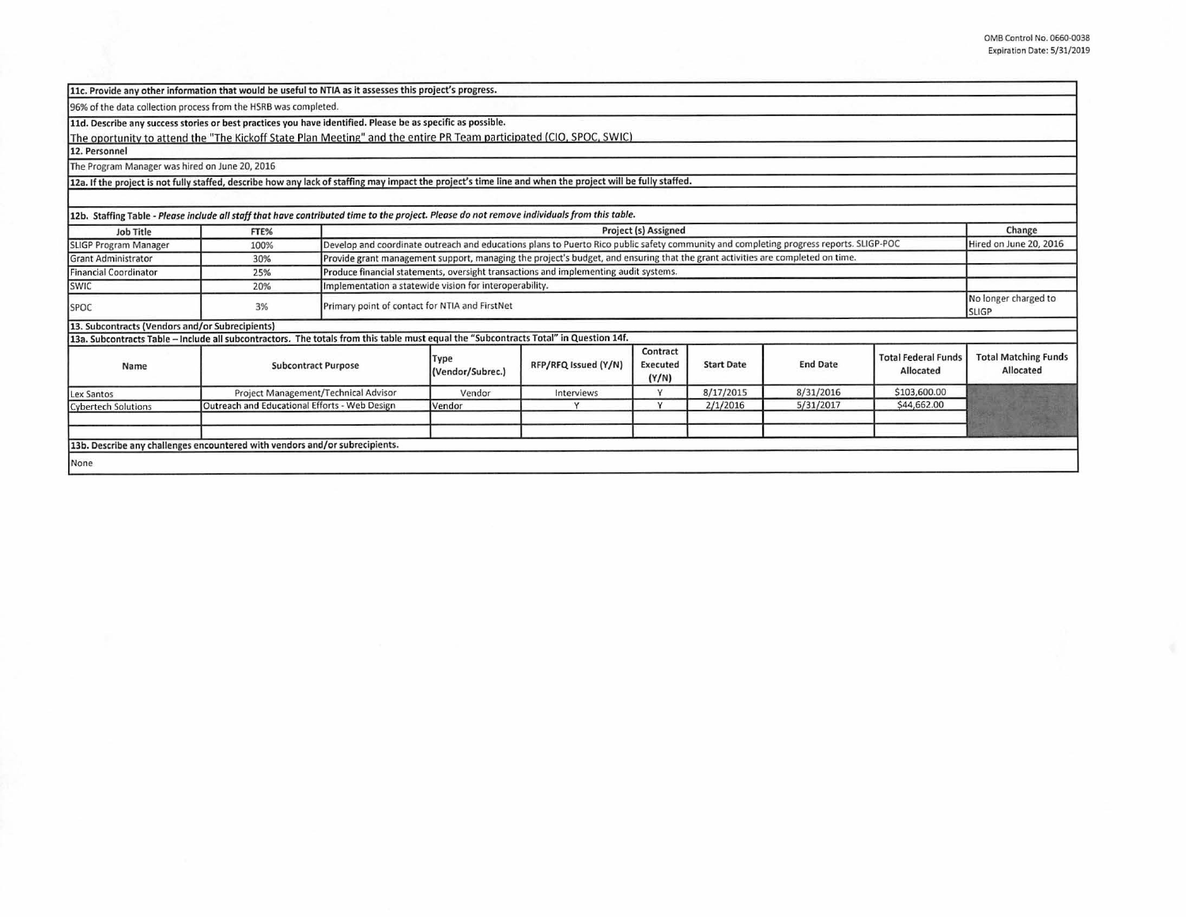**11c. Provide any other information that would be useful to NTIA as it assesses this project's progress.**

96% of the data collection process from the HSRB was completed.

**11d. Describe any success stories or best practices you have identified. Please be as specific as possible.**

The oportunity to attend the "The Kickoff State Plan Meeting" and the entire PR Team participated (CIO, SPOC, SWIC)

**12. Personnel**

The Program Manager was hired on June 20, 2016

**12a. If the project is not fully staffed, describe how any lack of staffing may impact the project's time line and when the project will be fully staffed.**

**12b. Staffing Table** - *Please include all staff that have contributed time to the project. Please do not remove individuals from this table.*

| Job Title | FTE% | Project (s) Assigned | Change |
|---|---|---|---|
| SLIGP Program Manager | 100% | Develop and coordinate outreach and educations plans to Puerto Rico public safety community and completing progress reports. SLIGP-POC | Hired on June 20, 2016 |
| Grant Administrator | 30% | Provide grant management support, managing the project's budget, and ensuring that the grant activities are completed on time. | |
| Financial Coordinator | 25% | Produce financial statements, oversight transactions and implementing audit systems. | |
| SWIC | 20% | Implementation a statewide vision for interoperability. | |
| SPOC | 3% | Primary point of contact for NTIA and FirstNet | No longer charged to SLIGP |

**13. Subcontracts (Vendors and/or Subrecipients)**

**13a. Subcontracts Table – Include all subcontractors. The totals from this table must equal the "Subcontracts Total" in Question 14f.**

| Name | Subcontract Purpose | Type (Vendor/Subrec.) | RFP/RFQ Issued (Y/N) | Contract Executed (Y/N) | Start Date | End Date | Total Federal Funds Allocated | Total Matching Funds Allocated |
|---|---|---|---|---|---|---|---|---|
| Lex Santos | Project Management/Technical Advisor | Vendor | Interviews | Y | 8/17/2015 | 8/31/2016 | $103,600.00 | |
| Cybertech Solutions | Outreach and Educational Efforts - Web Design | Vendor | Y | Y | 2/1/2016 | 5/31/2017 | $44,662.00 | |
| | | | | | | | | |
| | | | | | | | | |

**13b. Describe any challenges encountered with vendors and/or subrecipients.**

None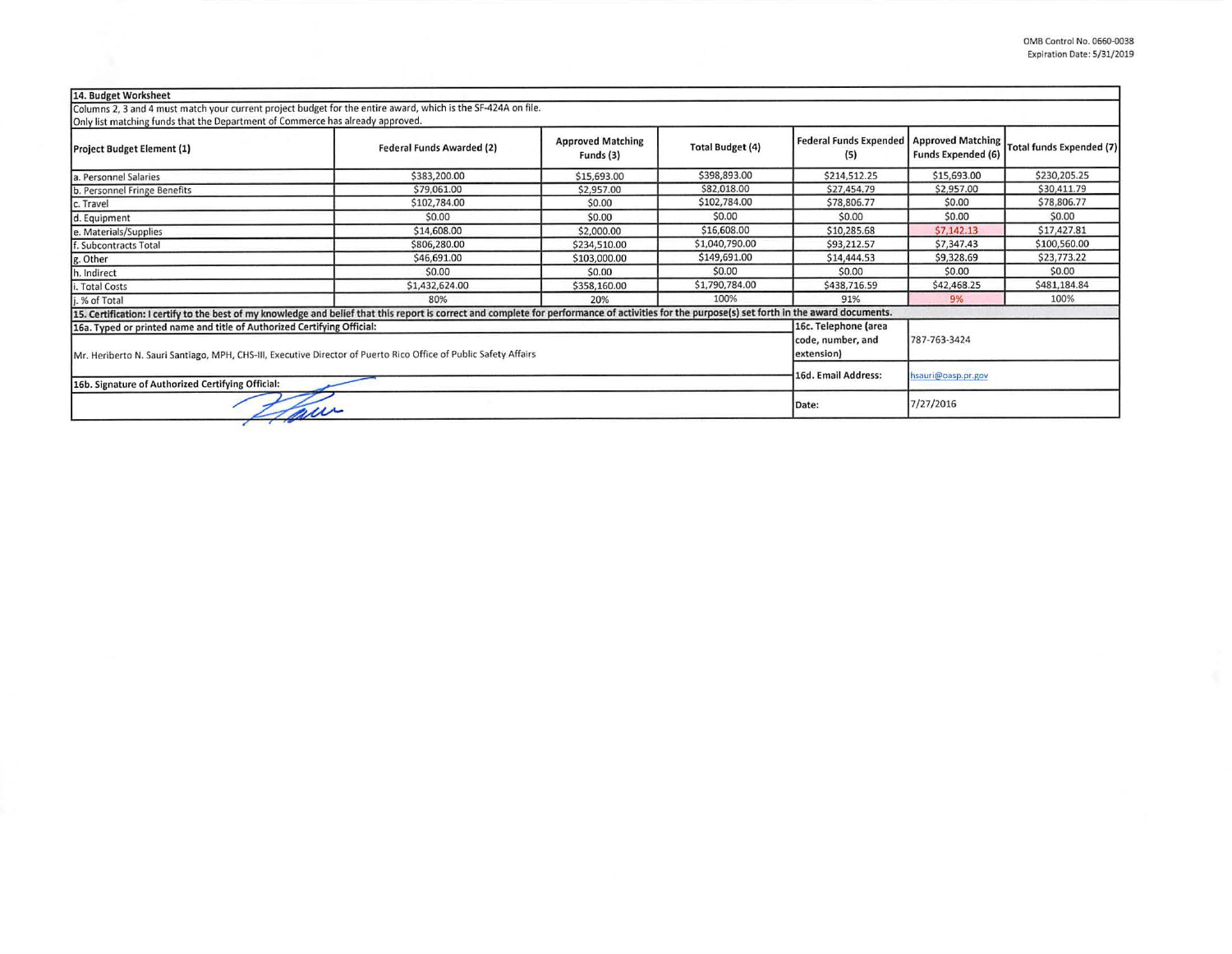OMB Control No. 0660-0038
Expiration Date: 5/31/2019

## 14. Budget Worksheet

Columns 2, 3 and 4 must match your current project budget for the entire award, which is the SF-424A on file.
Only list matching funds that the Department of Commerce has already approved.

| Project Budget Element (1) | Federal Funds Awarded (2) | Approved Matching Funds (3) | Total Budget (4) | Federal Funds Expended (5) | Approved Matching Funds Expended (6) | Total funds Expended (7) |
|---|---|---|---|---|---|---|
| a. Personnel Salaries | $383,200.00 | $15,693.00 | $398,893.00 | $214,512.25 | $15,693.00 | $230,205.25 |
| b. Personnel Fringe Benefits | $79,061.00 | $2,957.00 | $82,018.00 | $27,454.79 | $2,957.00 | $30,411.79 |
| c. Travel | $102,784.00 | $0.00 | $102,784.00 | $78,806.77 | $0.00 | $78,806.77 |
| d. Equipment | $0.00 | $0.00 | $0.00 | $0.00 | $0.00 | $0.00 |
| e. Materials/Supplies | $14,608.00 | $2,000.00 | $16,608.00 | $10,285.68 | $7,142.13 | $17,427.81 |
| f. Subcontracts Total | $806,280.00 | $234,510.00 | $1,040,790.00 | $93,212.57 | $7,347.43 | $100,560.00 |
| g. Other | $46,691.00 | $103,000.00 | $149,691.00 | $14,444.53 | $9,328.69 | $23,773.22 |
| h. Indirect | $0.00 | $0.00 | $0.00 | $0.00 | $0.00 | $0.00 |
| i. Total Costs | $1,432,624.00 | $358,160.00 | $1,790,784.00 | $438,716.59 | $42,468.25 | $481,184.84 |
| j. % of Total | 80% | 20% | 100% | 91% | 9% | 100% |

**15. Certification: I certify to the best of my knowledge and belief that this report is correct and complete for performance of activities for the purpose(s) set forth in the award documents.**

| | | |
|---|---|---|
| **16a. Typed or printed name and title of Authorized Certifying Official:** Mr. Heriberto N. Sauri Santiago, MPH, CHS-III, Executive Director of Puerto Rico Office of Public Safety Affairs | 16c. Telephone (area code, number, and extension) | 787-763-3424 |
| **16b. Signature of Authorized Certifying Official:** | 16d. Email Address: | hsauri@oasp.pr.gov |
| | Date: | 7/27/2016 |